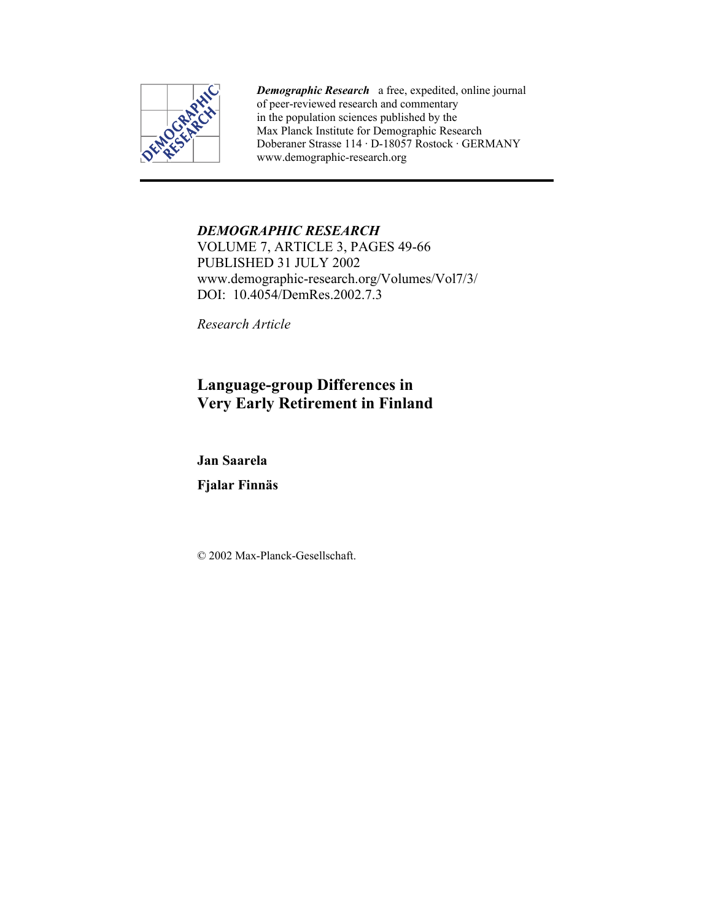***Demographic Research*** a free, expedited, online journal of peer-reviewed research and commentary in the population sciences published by the Max Planck Institute for Demographic Research
Doberaner Strasse 114 · D-18057 Rostock · GERMANY
www.demographic-research.org

*DEMOGRAPHIC RESEARCH*
VOLUME 7, ARTICLE 3, PAGES 49-66
PUBLISHED 31 JULY 2002
www.demographic-research.org/Volumes/Vol7/3/
DOI: 10.4054/DemRes.2002.7.3

*Research Article*

# Language-group Differences in Very Early Retirement in Finland

**Jan Saarela**

**Fjalar Finnäs**

© 2002 Max-Planck-Gesellschaft.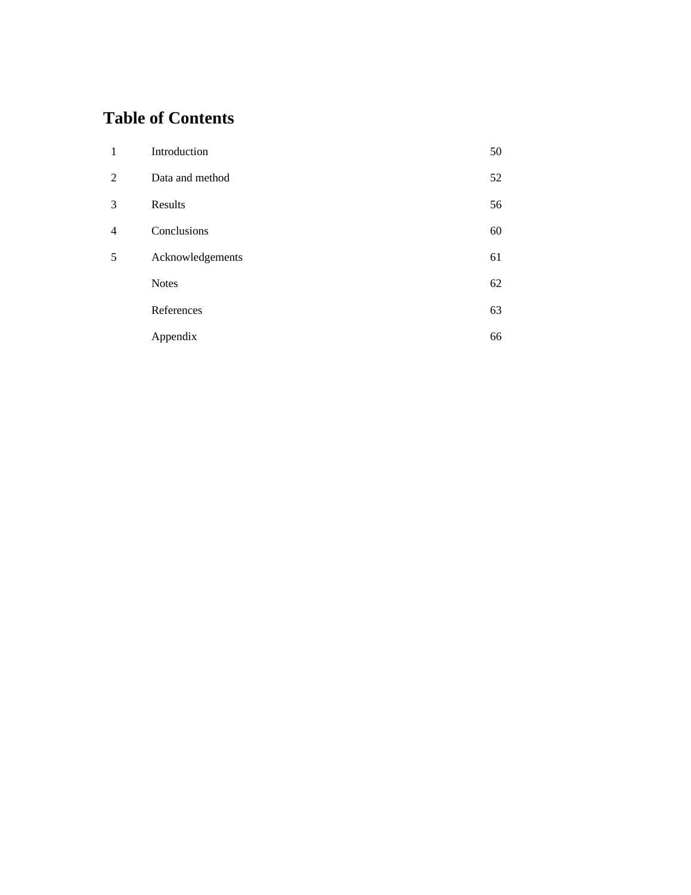# Table of Contents

| | | |
|---|---|---|
| 1 | Introduction | 50 |
| 2 | Data and method | 52 |
| 3 | Results | 56 |
| 4 | Conclusions | 60 |
| 5 | Acknowledgements | 61 |
| | Notes | 62 |
| | References | 63 |
| | Appendix | 66 |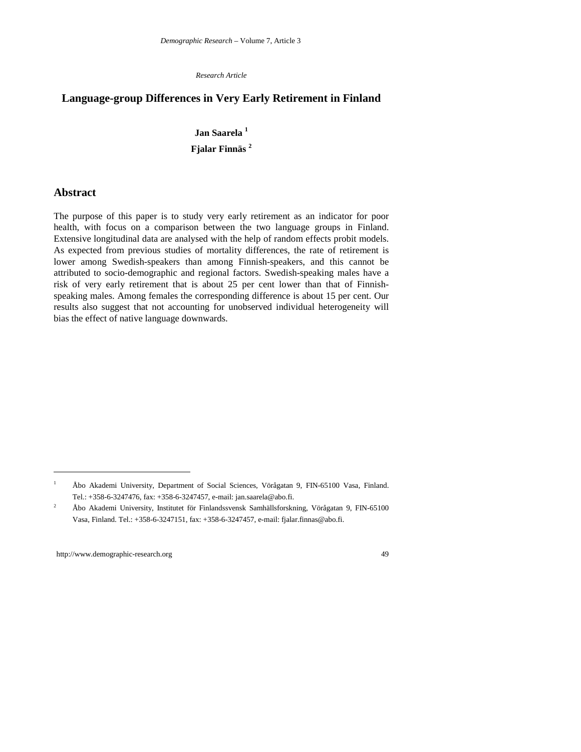*Research Article*

# Language-group Differences in Very Early Retirement in Finland

**Jan Saarela** [1]

**Fjalar Finnäs** [2]

## Abstract

The purpose of this paper is to study very early retirement as an indicator for poor health, with focus on a comparison between the two language groups in Finland. Extensive longitudinal data are analysed with the help of random effects probit models. As expected from previous studies of mortality differences, the rate of retirement is lower among Swedish-speakers than among Finnish-speakers, and this cannot be attributed to socio-demographic and regional factors. Swedish-speaking males have a risk of very early retirement that is about 25 per cent lower than that of Finnish-speaking males. Among females the corresponding difference is about 15 per cent. Our results also suggest that not accounting for unobserved individual heterogeneity will bias the effect of native language downwards.

---

[1] Åbo Akademi University, Department of Social Sciences, Vörågatan 9, FIN-65100 Vasa, Finland. Tel.: +358-6-3247476, fax: +358-6-3247457, e-mail: jan.saarela@abo.fi.

[2] Åbo Akademi University, Institutet för Finlandssvensk Samhällsforskning, Vörågatan 9, FIN-65100 Vasa, Finland. Tel.: +358-6-3247151, fax: +358-6-3247457, e-mail: fjalar.finnas@abo.fi.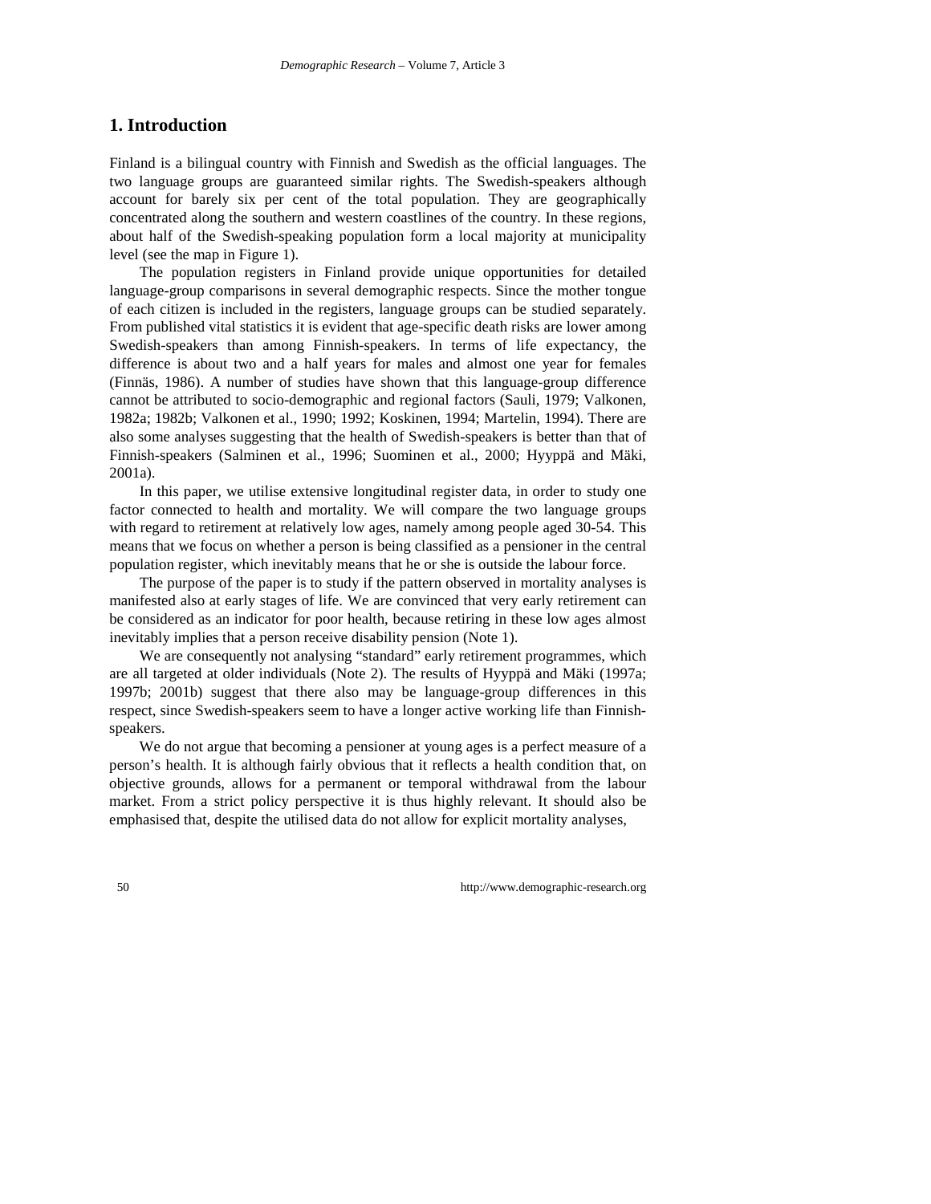## 1. Introduction

Finland is a bilingual country with Finnish and Swedish as the official languages. The two language groups are guaranteed similar rights. The Swedish-speakers although account for barely six per cent of the total population. They are geographically concentrated along the southern and western coastlines of the country. In these regions, about half of the Swedish-speaking population form a local majority at municipality level (see the map in Figure 1).

The population registers in Finland provide unique opportunities for detailed language-group comparisons in several demographic respects. Since the mother tongue of each citizen is included in the registers, language groups can be studied separately. From published vital statistics it is evident that age-specific death risks are lower among Swedish-speakers than among Finnish-speakers. In terms of life expectancy, the difference is about two and a half years for males and almost one year for females (Finnäs, 1986). A number of studies have shown that this language-group difference cannot be attributed to socio-demographic and regional factors (Sauli, 1979; Valkonen, 1982a; 1982b; Valkonen et al., 1990; 1992; Koskinen, 1994; Martelin, 1994). There are also some analyses suggesting that the health of Swedish-speakers is better than that of Finnish-speakers (Salminen et al., 1996; Suominen et al., 2000; Hyyppä and Mäki, 2001a).

In this paper, we utilise extensive longitudinal register data, in order to study one factor connected to health and mortality. We will compare the two language groups with regard to retirement at relatively low ages, namely among people aged 30-54. This means that we focus on whether a person is being classified as a pensioner in the central population register, which inevitably means that he or she is outside the labour force.

The purpose of the paper is to study if the pattern observed in mortality analyses is manifested also at early stages of life. We are convinced that very early retirement can be considered as an indicator for poor health, because retiring in these low ages almost inevitably implies that a person receive disability pension (Note 1).

We are consequently not analysing "standard" early retirement programmes, which are all targeted at older individuals (Note 2). The results of Hyyppä and Mäki (1997a; 1997b; 2001b) suggest that there also may be language-group differences in this respect, since Swedish-speakers seem to have a longer active working life than Finnish-speakers.

We do not argue that becoming a pensioner at young ages is a perfect measure of a person's health. It is although fairly obvious that it reflects a health condition that, on objective grounds, allows for a permanent or temporal withdrawal from the labour market. From a strict policy perspective it is thus highly relevant. It should also be emphasised that, despite the utilised data do not allow for explicit mortality analyses,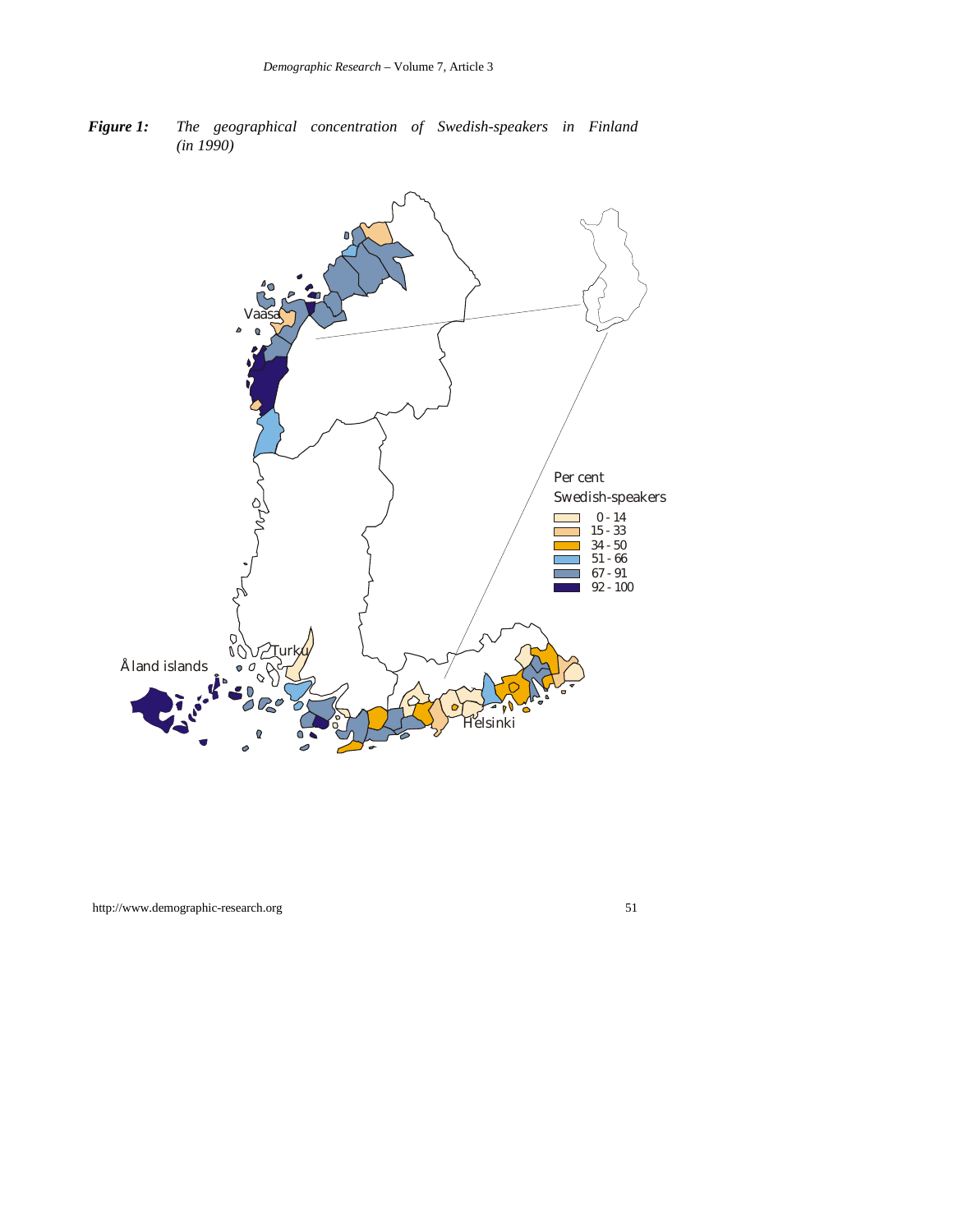***Figure 1:*** *The geographical concentration of Swedish-speakers in Finland (in 1990)*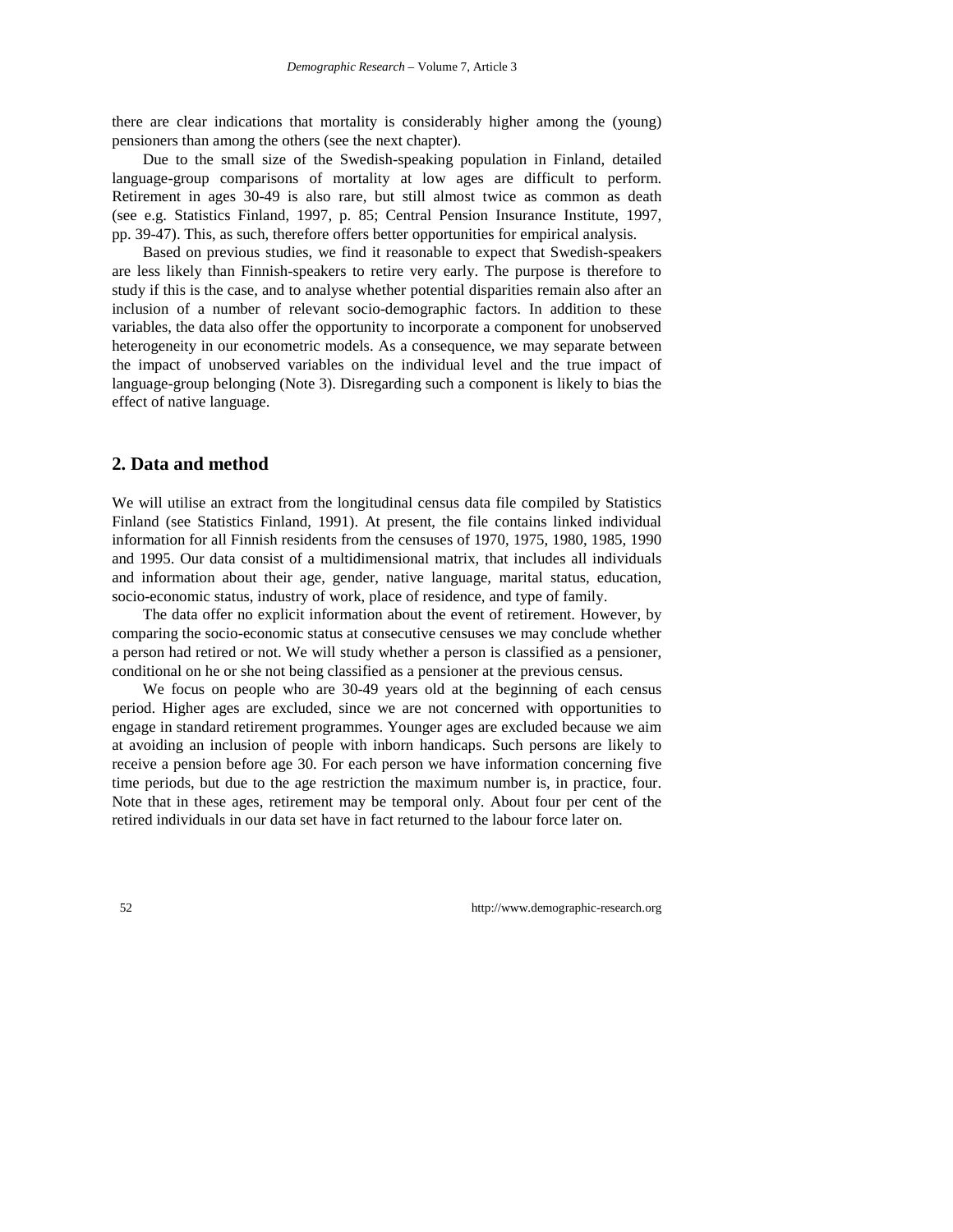there are clear indications that mortality is considerably higher among the (young) pensioners than among the others (see the next chapter).

Due to the small size of the Swedish-speaking population in Finland, detailed language-group comparisons of mortality at low ages are difficult to perform. Retirement in ages 30-49 is also rare, but still almost twice as common as death (see e.g. Statistics Finland, 1997, p. 85; Central Pension Insurance Institute, 1997, pp. 39-47). This, as such, therefore offers better opportunities for empirical analysis.

Based on previous studies, we find it reasonable to expect that Swedish-speakers are less likely than Finnish-speakers to retire very early. The purpose is therefore to study if this is the case, and to analyse whether potential disparities remain also after an inclusion of a number of relevant socio-demographic factors. In addition to these variables, the data also offer the opportunity to incorporate a component for unobserved heterogeneity in our econometric models. As a consequence, we may separate between the impact of unobserved variables on the individual level and the true impact of language-group belonging (Note 3). Disregarding such a component is likely to bias the effect of native language.

## 2. Data and method

We will utilise an extract from the longitudinal census data file compiled by Statistics Finland (see Statistics Finland, 1991). At present, the file contains linked individual information for all Finnish residents from the censuses of 1970, 1975, 1980, 1985, 1990 and 1995. Our data consist of a multidimensional matrix, that includes all individuals and information about their age, gender, native language, marital status, education, socio-economic status, industry of work, place of residence, and type of family.

The data offer no explicit information about the event of retirement. However, by comparing the socio-economic status at consecutive censuses we may conclude whether a person had retired or not. We will study whether a person is classified as a pensioner, conditional on he or she not being classified as a pensioner at the previous census.

We focus on people who are 30-49 years old at the beginning of each census period. Higher ages are excluded, since we are not concerned with opportunities to engage in standard retirement programmes. Younger ages are excluded because we aim at avoiding an inclusion of people with inborn handicaps. Such persons are likely to receive a pension before age 30. For each person we have information concerning five time periods, but due to the age restriction the maximum number is, in practice, four. Note that in these ages, retirement may be temporal only. About four per cent of the retired individuals in our data set have in fact returned to the labour force later on.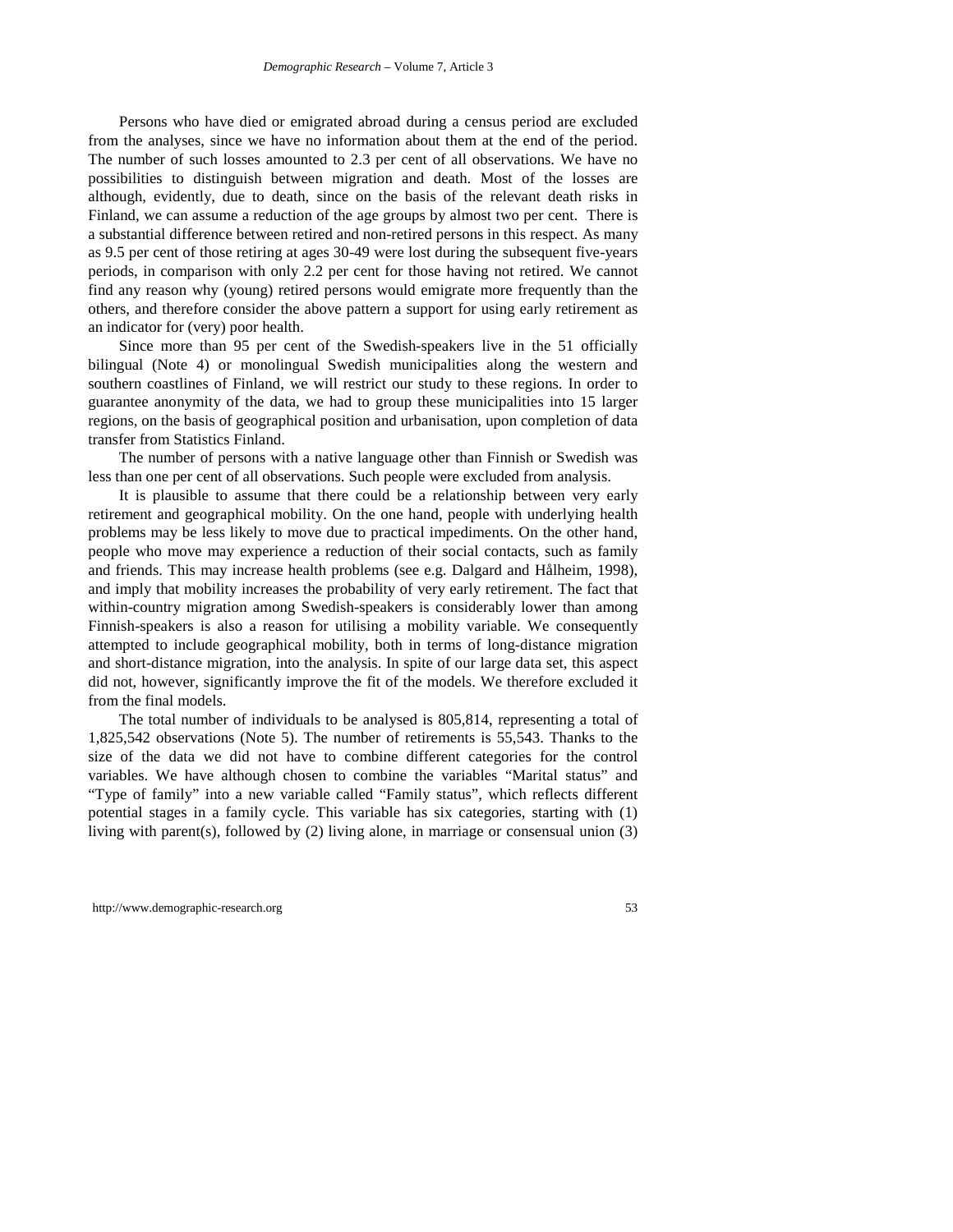Persons who have died or emigrated abroad during a census period are excluded from the analyses, since we have no information about them at the end of the period. The number of such losses amounted to 2.3 per cent of all observations. We have no possibilities to distinguish between migration and death. Most of the losses are although, evidently, due to death, since on the basis of the relevant death risks in Finland, we can assume a reduction of the age groups by almost two per cent. There is a substantial difference between retired and non-retired persons in this respect. As many as 9.5 per cent of those retiring at ages 30-49 were lost during the subsequent five-years periods, in comparison with only 2.2 per cent for those having not retired. We cannot find any reason why (young) retired persons would emigrate more frequently than the others, and therefore consider the above pattern a support for using early retirement as an indicator for (very) poor health.

Since more than 95 per cent of the Swedish-speakers live in the 51 officially bilingual (Note 4) or monolingual Swedish municipalities along the western and southern coastlines of Finland, we will restrict our study to these regions. In order to guarantee anonymity of the data, we had to group these municipalities into 15 larger regions, on the basis of geographical position and urbanisation, upon completion of data transfer from Statistics Finland.

The number of persons with a native language other than Finnish or Swedish was less than one per cent of all observations. Such people were excluded from analysis.

It is plausible to assume that there could be a relationship between very early retirement and geographical mobility. On the one hand, people with underlying health problems may be less likely to move due to practical impediments. On the other hand, people who move may experience a reduction of their social contacts, such as family and friends. This may increase health problems (see e.g. Dalgard and Hålheim, 1998), and imply that mobility increases the probability of very early retirement. The fact that within-country migration among Swedish-speakers is considerably lower than among Finnish-speakers is also a reason for utilising a mobility variable. We consequently attempted to include geographical mobility, both in terms of long-distance migration and short-distance migration, into the analysis. In spite of our large data set, this aspect did not, however, significantly improve the fit of the models. We therefore excluded it from the final models.

The total number of individuals to be analysed is 805,814, representing a total of 1,825,542 observations (Note 5). The number of retirements is 55,543. Thanks to the size of the data we did not have to combine different categories for the control variables. We have although chosen to combine the variables "Marital status" and "Type of family" into a new variable called "Family status", which reflects different potential stages in a family cycle. This variable has six categories, starting with (1) living with parent(s), followed by (2) living alone, in marriage or consensual union (3)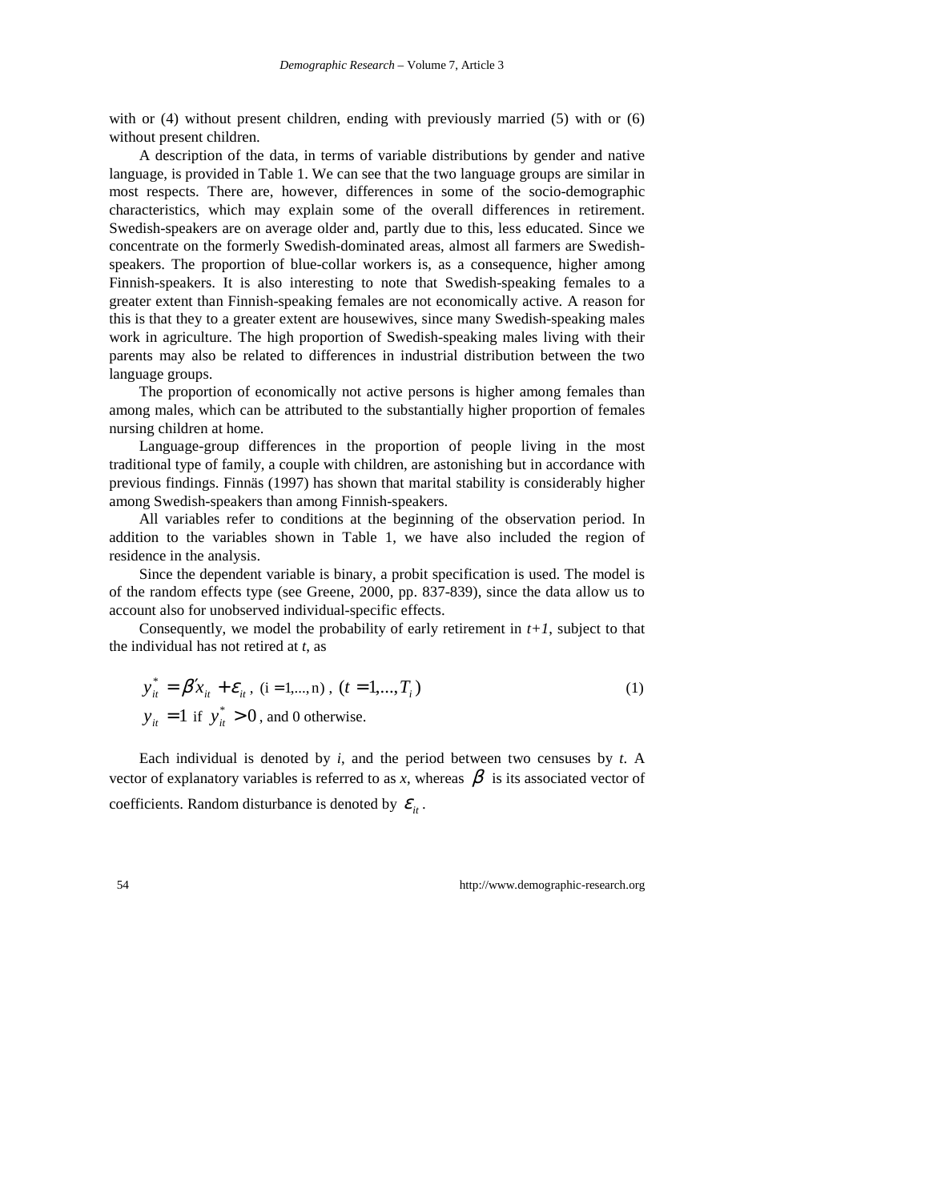with or (4) without present children, ending with previously married (5) with or (6) without present children.

A description of the data, in terms of variable distributions by gender and native language, is provided in Table 1. We can see that the two language groups are similar in most respects. There are, however, differences in some of the socio-demographic characteristics, which may explain some of the overall differences in retirement. Swedish-speakers are on average older and, partly due to this, less educated. Since we concentrate on the formerly Swedish-dominated areas, almost all farmers are Swedish-speakers. The proportion of blue-collar workers is, as a consequence, higher among Finnish-speakers. It is also interesting to note that Swedish-speaking females to a greater extent than Finnish-speaking females are not economically active. A reason for this is that they to a greater extent are housewives, since many Swedish-speaking males work in agriculture. The high proportion of Swedish-speaking males living with their parents may also be related to differences in industrial distribution between the two language groups.

The proportion of economically not active persons is higher among females than among males, which can be attributed to the substantially higher proportion of females nursing children at home.

Language-group differences in the proportion of people living in the most traditional type of family, a couple with children, are astonishing but in accordance with previous findings. Finnäs (1997) has shown that marital stability is considerably higher among Swedish-speakers than among Finnish-speakers.

All variables refer to conditions at the beginning of the observation period. In addition to the variables shown in Table 1, we have also included the region of residence in the analysis.

Since the dependent variable is binary, a probit specification is used. The model is of the random effects type (see Greene, 2000, pp. 837-839), since the data allow us to account also for unobserved individual-specific effects.

Consequently, we model the probability of early retirement in *t+1*, subject to that the individual has not retired at *t*, as

$$y_{it}^{*} = \beta' x_{it} + \varepsilon_{it}, \ (\mathrm{i} = 1,...,\mathrm{n}), \ (t = 1,...,T_i) \tag{1}$$

$$y_{it} = 1 \text{ if } y_{it}^{*} > 0 \text{, and 0 otherwise.}$$

Each individual is denoted by *i*, and the period between two censuses by *t*. A vector of explanatory variables is referred to as *x*, whereas $\beta$ is its associated vector of coefficients. Random disturbance is denoted by $\varepsilon_{it}$.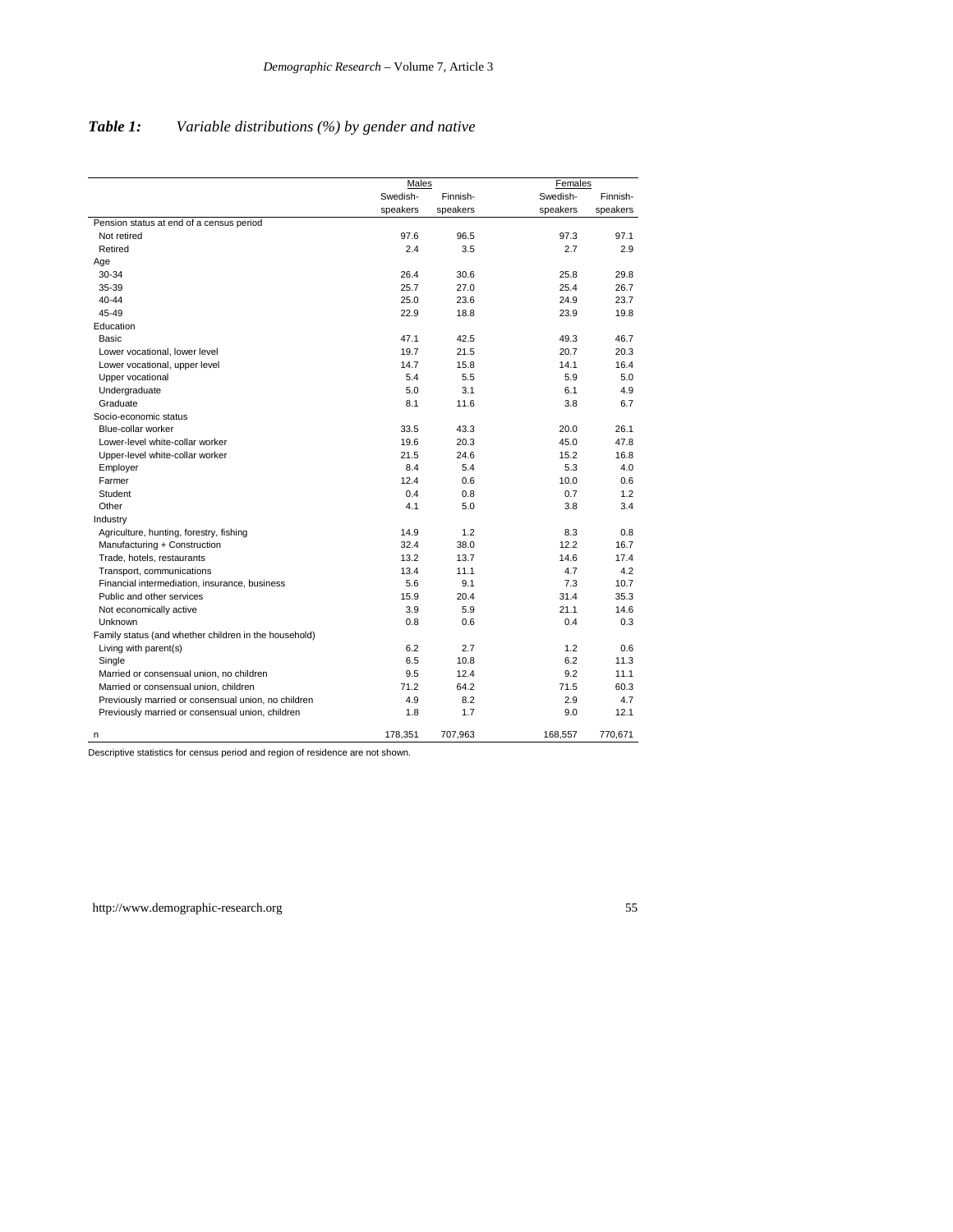***Table 1:*** *Variable distributions (%) by gender and native*

| | Males | | Females | |
|---|---|---|---|---|
| | Swedish-speakers | Finnish-speakers | Swedish-speakers | Finnish-speakers |
| Pension status at end of a census period | | | | |
| Not retired | 97.6 | 96.5 | 97.3 | 97.1 |
| Retired | 2.4 | 3.5 | 2.7 | 2.9 |
| Age | | | | |
| 30-34 | 26.4 | 30.6 | 25.8 | 29.8 |
| 35-39 | 25.7 | 27.0 | 25.4 | 26.7 |
| 40-44 | 25.0 | 23.6 | 24.9 | 23.7 |
| 45-49 | 22.9 | 18.8 | 23.9 | 19.8 |
| Education | | | | |
| Basic | 47.1 | 42.5 | 49.3 | 46.7 |
| Lower vocational, lower level | 19.7 | 21.5 | 20.7 | 20.3 |
| Lower vocational, upper level | 14.7 | 15.8 | 14.1 | 16.4 |
| Upper vocational | 5.4 | 5.5 | 5.9 | 5.0 |
| Undergraduate | 5.0 | 3.1 | 6.1 | 4.9 |
| Graduate | 8.1 | 11.6 | 3.8 | 6.7 |
| Socio-economic status | | | | |
| Blue-collar worker | 33.5 | 43.3 | 20.0 | 26.1 |
| Lower-level white-collar worker | 19.6 | 20.3 | 45.0 | 47.8 |
| Upper-level white-collar worker | 21.5 | 24.6 | 15.2 | 16.8 |
| Employer | 8.4 | 5.4 | 5.3 | 4.0 |
| Farmer | 12.4 | 0.6 | 10.0 | 0.6 |
| Student | 0.4 | 0.8 | 0.7 | 1.2 |
| Other | 4.1 | 5.0 | 3.8 | 3.4 |
| Industry | | | | |
| Agriculture, hunting, forestry, fishing | 14.9 | 1.2 | 8.3 | 0.8 |
| Manufacturing + Construction | 32.4 | 38.0 | 12.2 | 16.7 |
| Trade, hotels, restaurants | 13.2 | 13.7 | 14.6 | 17.4 |
| Transport, communications | 13.4 | 11.1 | 4.7 | 4.2 |
| Financial intermediation, insurance, business | 5.6 | 9.1 | 7.3 | 10.7 |
| Public and other services | 15.9 | 20.4 | 31.4 | 35.3 |
| Not economically active | 3.9 | 5.9 | 21.1 | 14.6 |
| Unknown | 0.8 | 0.6 | 0.4 | 0.3 |
| Family status (and whether children in the household) | | | | |
| Living with parent(s) | 6.2 | 2.7 | 1.2 | 0.6 |
| Single | 6.5 | 10.8 | 6.2 | 11.3 |
| Married or consensual union, no children | 9.5 | 12.4 | 9.2 | 11.1 |
| Married or consensual union, children | 71.2 | 64.2 | 71.5 | 60.3 |
| Previously married or consensual union, no children | 4.9 | 8.2 | 2.9 | 4.7 |
| Previously married or consensual union, children | 1.8 | 1.7 | 9.0 | 12.1 |
| n | 178,351 | 707,963 | 168,557 | 770,671 |

Descriptive statistics for census period and region of residence are not shown.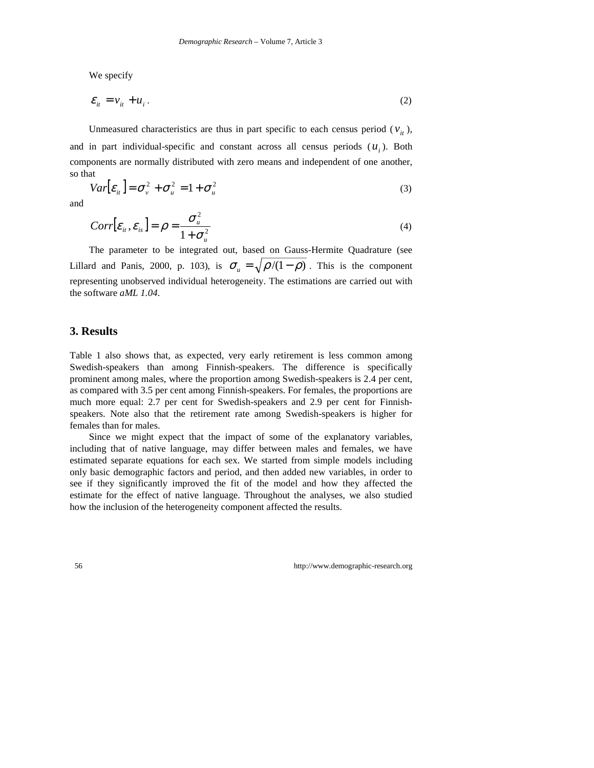We specify

$$\varepsilon_{it} = v_{it} + u_i \,. \tag{2}$$

Unmeasured characteristics are thus in part specific to each census period ($v_{it}$), and in part individual-specific and constant across all census periods ($u_i$). Both components are normally distributed with zero means and independent of one another, so that

$$Var[\varepsilon_{it}] = \sigma_v^2 + \sigma_u^2 = 1 + \sigma_u^2 \tag{3}$$

and

$$Corr[\varepsilon_{it}, \varepsilon_{is}] = \rho = \frac{\sigma_u^2}{1 + \sigma_u^2} \tag{4}$$

The parameter to be integrated out, based on Gauss-Hermite Quadrature (see Lillard and Panis, 2000, p. 103), is $\sigma_u = \sqrt{\rho/(1-\rho)}$. This is the component representing unobserved individual heterogeneity. The estimations are carried out with the software *aML 1.04*.

## 3. Results

Table 1 also shows that, as expected, very early retirement is less common among Swedish-speakers than among Finnish-speakers. The difference is specifically prominent among males, where the proportion among Swedish-speakers is 2.4 per cent, as compared with 3.5 per cent among Finnish-speakers. For females, the proportions are much more equal: 2.7 per cent for Swedish-speakers and 2.9 per cent for Finnish-speakers. Note also that the retirement rate among Swedish-speakers is higher for females than for males.

Since we might expect that the impact of some of the explanatory variables, including that of native language, may differ between males and females, we have estimated separate equations for each sex. We started from simple models including only basic demographic factors and period, and then added new variables, in order to see if they significantly improved the fit of the model and how they affected the estimate for the effect of native language. Throughout the analyses, we also studied how the inclusion of the heterogeneity component affected the results.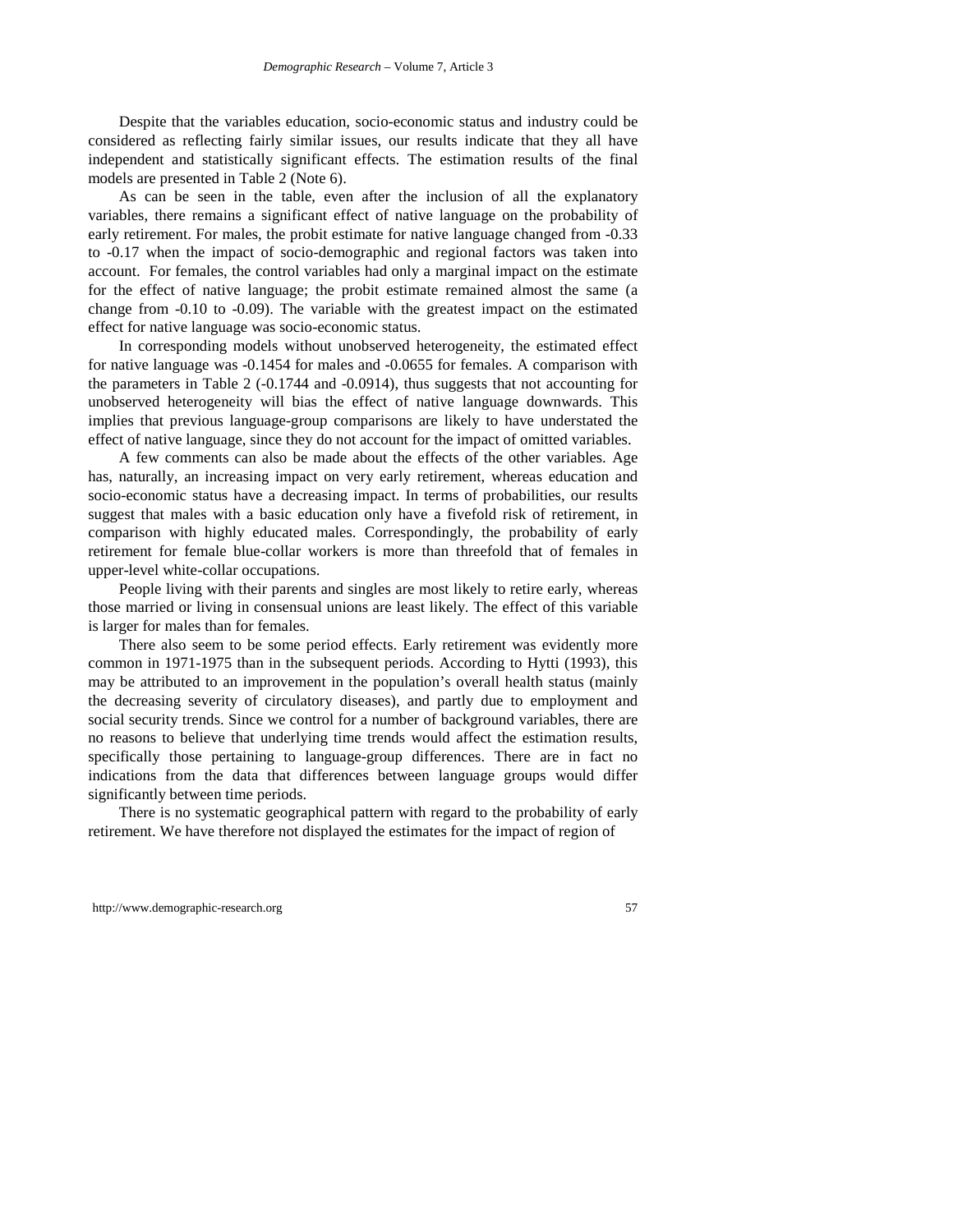Despite that the variables education, socio-economic status and industry could be considered as reflecting fairly similar issues, our results indicate that they all have independent and statistically significant effects. The estimation results of the final models are presented in Table 2 (Note 6).

As can be seen in the table, even after the inclusion of all the explanatory variables, there remains a significant effect of native language on the probability of early retirement. For males, the probit estimate for native language changed from -0.33 to -0.17 when the impact of socio-demographic and regional factors was taken into account. For females, the control variables had only a marginal impact on the estimate for the effect of native language; the probit estimate remained almost the same (a change from -0.10 to -0.09). The variable with the greatest impact on the estimated effect for native language was socio-economic status.

In corresponding models without unobserved heterogeneity, the estimated effect for native language was -0.1454 for males and -0.0655 for females. A comparison with the parameters in Table 2 (-0.1744 and -0.0914), thus suggests that not accounting for unobserved heterogeneity will bias the effect of native language downwards. This implies that previous language-group comparisons are likely to have understated the effect of native language, since they do not account for the impact of omitted variables.

A few comments can also be made about the effects of the other variables. Age has, naturally, an increasing impact on very early retirement, whereas education and socio-economic status have a decreasing impact. In terms of probabilities, our results suggest that males with a basic education only have a fivefold risk of retirement, in comparison with highly educated males. Correspondingly, the probability of early retirement for female blue-collar workers is more than threefold that of females in upper-level white-collar occupations.

People living with their parents and singles are most likely to retire early, whereas those married or living in consensual unions are least likely. The effect of this variable is larger for males than for females.

There also seem to be some period effects. Early retirement was evidently more common in 1971-1975 than in the subsequent periods. According to Hytti (1993), this may be attributed to an improvement in the population's overall health status (mainly the decreasing severity of circulatory diseases), and partly due to employment and social security trends. Since we control for a number of background variables, there are no reasons to believe that underlying time trends would affect the estimation results, specifically those pertaining to language-group differences. There are in fact no indications from the data that differences between language groups would differ significantly between time periods.

There is no systematic geographical pattern with regard to the probability of early retirement. We have therefore not displayed the estimates for the impact of region of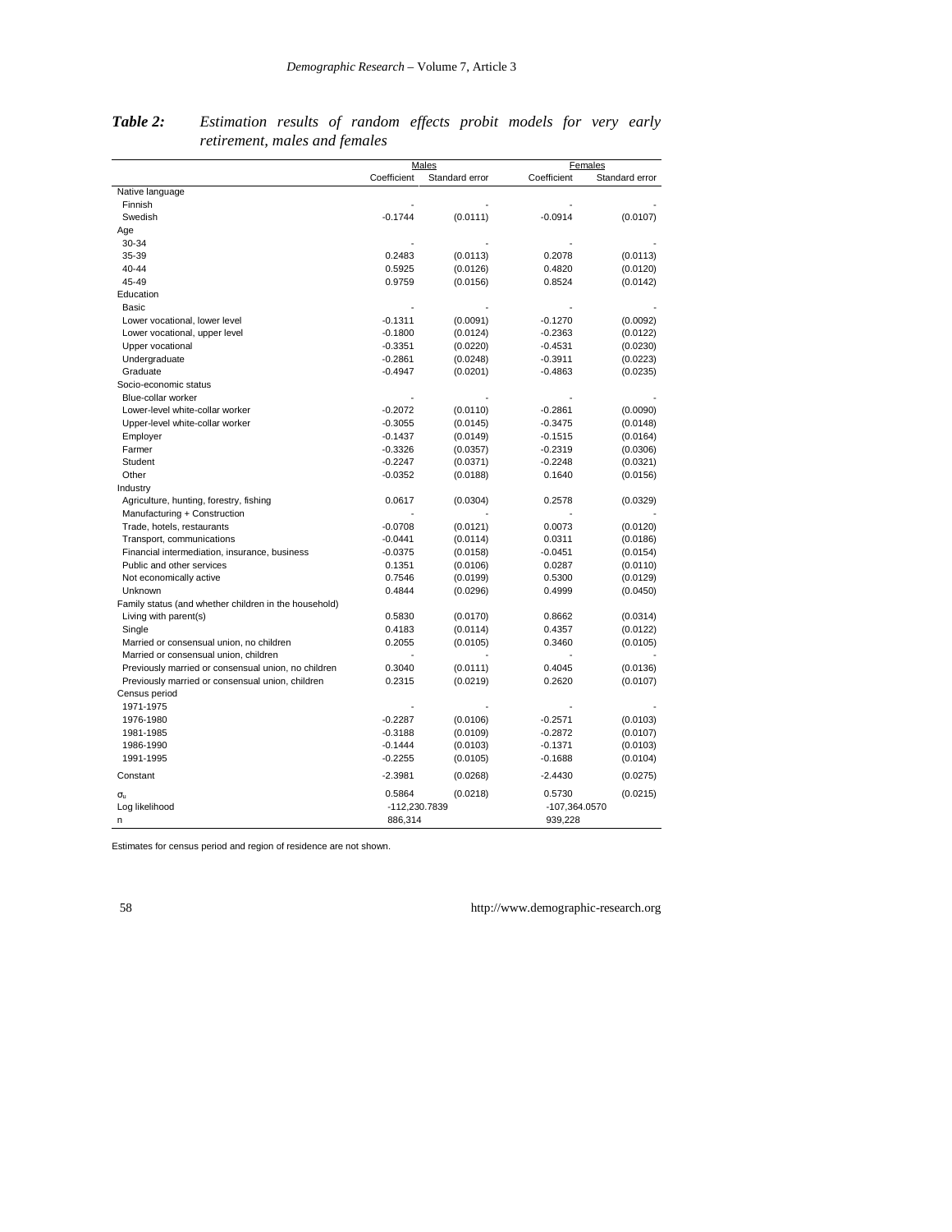***Table 2:*** *Estimation results of random effects probit models for very early retirement, males and females*

| | Males | | Females | |
|---|---|---|---|---|
| | Coefficient | Standard error | Coefficient | Standard error |
| Native language | | | | |
| Finnish | - | - | - | - |
| Swedish | -0.1744 | (0.0111) | -0.0914 | (0.0107) |
| Age | | | | |
| 30-34 | - | - | - | - |
| 35-39 | 0.2483 | (0.0113) | 0.2078 | (0.0113) |
| 40-44 | 0.5925 | (0.0126) | 0.4820 | (0.0120) |
| 45-49 | 0.9759 | (0.0156) | 0.8524 | (0.0142) |
| Education | | | | |
| Basic | - | - | - | - |
| Lower vocational, lower level | -0.1311 | (0.0091) | -0.1270 | (0.0092) |
| Lower vocational, upper level | -0.1800 | (0.0124) | -0.2363 | (0.0122) |
| Upper vocational | -0.3351 | (0.0220) | -0.4531 | (0.0230) |
| Undergraduate | -0.2861 | (0.0248) | -0.3911 | (0.0223) |
| Graduate | -0.4947 | (0.0201) | -0.4863 | (0.0235) |
| Socio-economic status | | | | |
| Blue-collar worker | - | - | - | - |
| Lower-level white-collar worker | -0.2072 | (0.0110) | -0.2861 | (0.0090) |
| Upper-level white-collar worker | -0.3055 | (0.0145) | -0.3475 | (0.0148) |
| Employer | -0.1437 | (0.0149) | -0.1515 | (0.0164) |
| Farmer | -0.3326 | (0.0357) | -0.2319 | (0.0306) |
| Student | -0.2247 | (0.0371) | -0.2248 | (0.0321) |
| Other | -0.0352 | (0.0188) | 0.1640 | (0.0156) |
| Industry | | | | |
| Agriculture, hunting, forestry, fishing | 0.0617 | (0.0304) | 0.2578 | (0.0329) |
| Manufacturing + Construction | - | - | - | - |
| Trade, hotels, restaurants | -0.0708 | (0.0121) | 0.0073 | (0.0120) |
| Transport, communications | -0.0441 | (0.0114) | 0.0311 | (0.0186) |
| Financial intermediation, insurance, business | -0.0375 | (0.0158) | -0.0451 | (0.0154) |
| Public and other services | 0.1351 | (0.0106) | 0.0287 | (0.0110) |
| Not economically active | 0.7546 | (0.0199) | 0.5300 | (0.0129) |
| Unknown | 0.4844 | (0.0296) | 0.4999 | (0.0450) |
| Family status (and whether children in the household) | | | | |
| Living with parent(s) | 0.5830 | (0.0170) | 0.8662 | (0.0314) |
| Single | 0.4183 | (0.0114) | 0.4357 | (0.0122) |
| Married or consensual union, no children | 0.2055 | (0.0105) | 0.3460 | (0.0105) |
| Married or consensual union, children | - | - | - | - |
| Previously married or consensual union, no children | 0.3040 | (0.0111) | 0.4045 | (0.0136) |
| Previously married or consensual union, children | 0.2315 | (0.0219) | 0.2620 | (0.0107) |
| Census period | | | | |
| 1971-1975 | - | - | - | - |
| 1976-1980 | -0.2287 | (0.0106) | -0.2571 | (0.0103) |
| 1981-1985 | -0.3188 | (0.0109) | -0.2872 | (0.0107) |
| 1986-1990 | -0.1444 | (0.0103) | -0.1371 | (0.0103) |
| 1991-1995 | -0.2255 | (0.0105) | -0.1688 | (0.0104) |
| Constant | -2.3981 | (0.0268) | -2.4430 | (0.0275) |
| $\sigma_u$ | 0.5864 | (0.0218) | 0.5730 | (0.0215) |
| Log likelihood | -112,230.7839 | | -107,364.0570 | |
| n | 886,314 | | 939,228 | |

Estimates for census period and region of residence are not shown.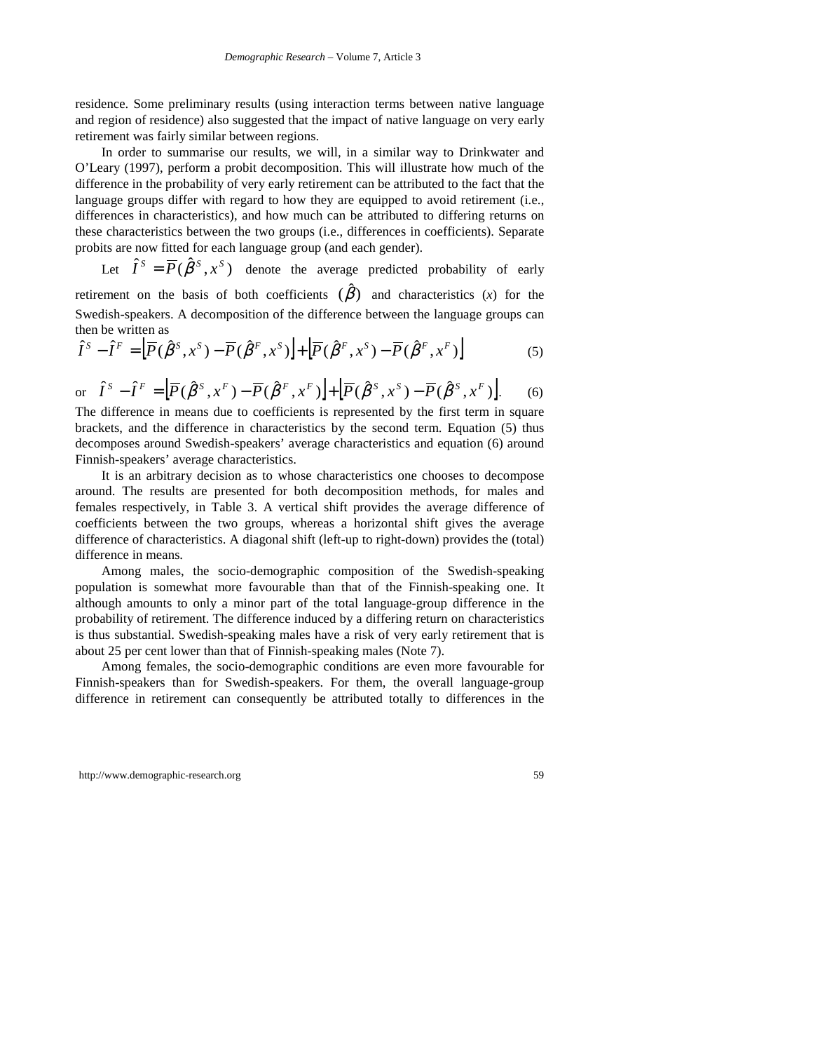residence. Some preliminary results (using interaction terms between native language and region of residence) also suggested that the impact of native language on very early retirement was fairly similar between regions.

In order to summarise our results, we will, in a similar way to Drinkwater and O'Leary (1997), perform a probit decomposition. This will illustrate how much of the difference in the probability of very early retirement can be attributed to the fact that the language groups differ with regard to how they are equipped to avoid retirement (i.e., differences in characteristics), and how much can be attributed to differing returns on these characteristics between the two groups (i.e., differences in coefficients). Separate probits are now fitted for each language group (and each gender).

Let $\hat{I}^S = \overline{P}(\hat{\beta}^S, x^S)$ denote the average predicted probability of early retirement on the basis of both coefficients $(\hat{\beta})$ and characteristics ($x$) for the Swedish-speakers. A decomposition of the difference between the language groups can then be written as

$$\hat{I}^S - \hat{I}^F = \left[\overline{P}(\hat{\beta}^S, x^S) - \overline{P}(\hat{\beta}^F, x^S)\right] + \left[\overline{P}(\hat{\beta}^F, x^S) - \overline{P}(\hat{\beta}^F, x^F)\right] \quad (5)$$

or $$\hat{I}^S - \hat{I}^F = \left[\overline{P}(\hat{\beta}^S, x^F) - \overline{P}(\hat{\beta}^F, x^F)\right] + \left[\overline{P}(\hat{\beta}^S, x^S) - \overline{P}(\hat{\beta}^S, x^F)\right]. \quad (6)$$

The difference in means due to coefficients is represented by the first term in square brackets, and the difference in characteristics by the second term. Equation (5) thus decomposes around Swedish-speakers' average characteristics and equation (6) around Finnish-speakers' average characteristics.

It is an arbitrary decision as to whose characteristics one chooses to decompose around. The results are presented for both decomposition methods, for males and females respectively, in Table 3. A vertical shift provides the average difference of coefficients between the two groups, whereas a horizontal shift gives the average difference of characteristics. A diagonal shift (left-up to right-down) provides the (total) difference in means.

Among males, the socio-demographic composition of the Swedish-speaking population is somewhat more favourable than that of the Finnish-speaking one. It although amounts to only a minor part of the total language-group difference in the probability of retirement. The difference induced by a differing return on characteristics is thus substantial. Swedish-speaking males have a risk of very early retirement that is about 25 per cent lower than that of Finnish-speaking males (Note 7).

Among females, the socio-demographic conditions are even more favourable for Finnish-speakers than for Swedish-speakers. For them, the overall language-group difference in retirement can consequently be attributed totally to differences in the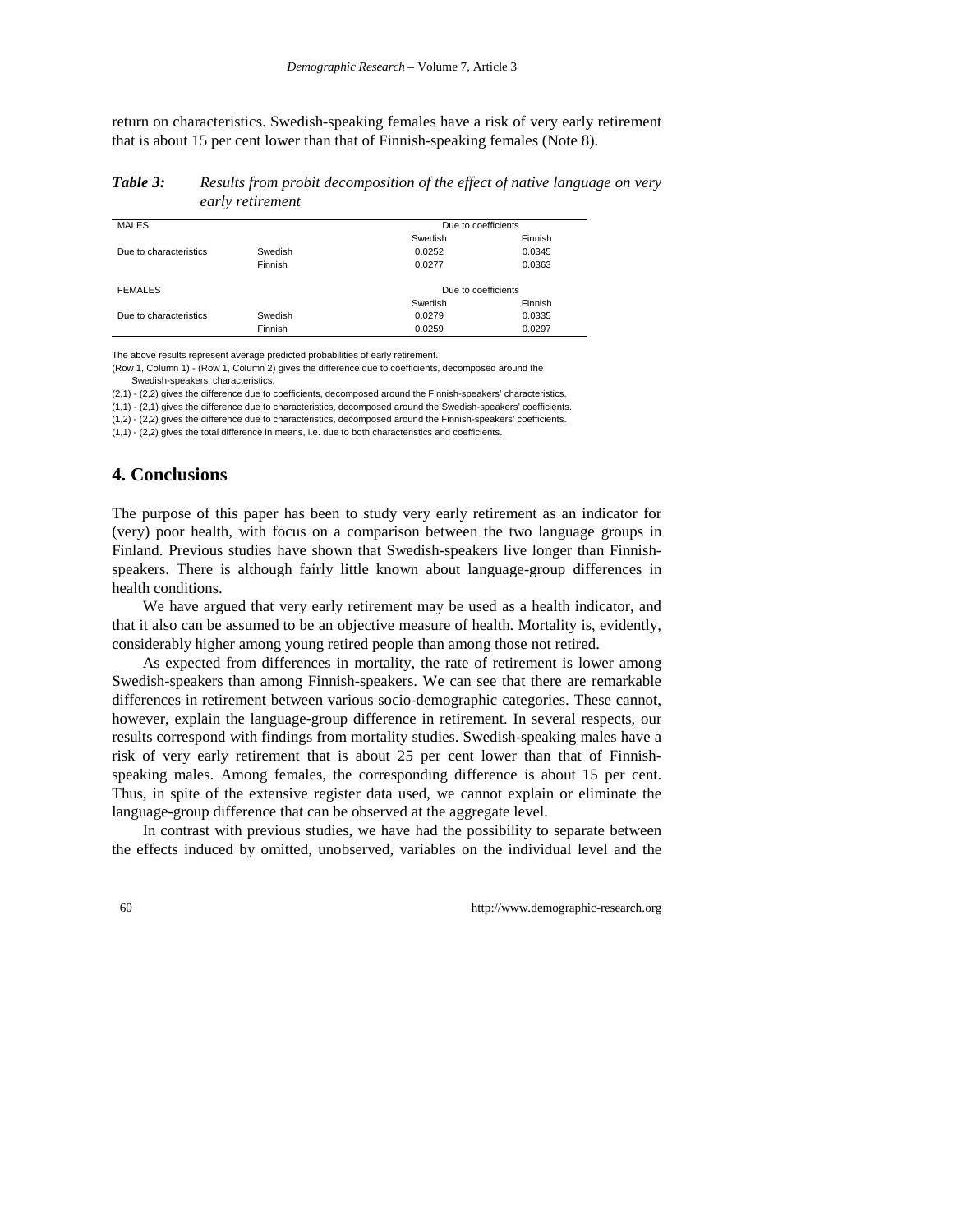return on characteristics. Swedish-speaking females have a risk of very early retirement that is about 15 per cent lower than that of Finnish-speaking females (Note 8).

***Table 3:*** *Results from probit decomposition of the effect of native language on very early retirement*

| MALES | | Due to coefficients | |
|---|---|---|---|
| | | Swedish | Finnish |
| Due to characteristics | Swedish | 0.0252 | 0.0345 |
| | Finnish | 0.0277 | 0.0363 |
| FEMALES | | Due to coefficients | |
| | | Swedish | Finnish |
| Due to characteristics | Swedish | 0.0279 | 0.0335 |
| | Finnish | 0.0259 | 0.0297 |

The above results represent average predicted probabilities of early retirement.
(Row 1, Column 1) - (Row 1, Column 2) gives the difference due to coefficients, decomposed around the Swedish-speakers' characteristics.
(2,1) - (2,2) gives the difference due to coefficients, decomposed around the Finnish-speakers' characteristics.
(1,1) - (2,1) gives the difference due to characteristics, decomposed around the Swedish-speakers' coefficients.
(1,2) - (2,2) gives the difference due to characteristics, decomposed around the Finnish-speakers' coefficients.
(1,1) - (2,2) gives the total difference in means, i.e. due to both characteristics and coefficients.

## 4. Conclusions

The purpose of this paper has been to study very early retirement as an indicator for (very) poor health, with focus on a comparison between the two language groups in Finland. Previous studies have shown that Swedish-speakers live longer than Finnish-speakers. There is although fairly little known about language-group differences in health conditions.

We have argued that very early retirement may be used as a health indicator, and that it also can be assumed to be an objective measure of health. Mortality is, evidently, considerably higher among young retired people than among those not retired.

As expected from differences in mortality, the rate of retirement is lower among Swedish-speakers than among Finnish-speakers. We can see that there are remarkable differences in retirement between various socio-demographic categories. These cannot, however, explain the language-group difference in retirement. In several respects, our results correspond with findings from mortality studies. Swedish-speaking males have a risk of very early retirement that is about 25 per cent lower than that of Finnish-speaking males. Among females, the corresponding difference is about 15 per cent. Thus, in spite of the extensive register data used, we cannot explain or eliminate the language-group difference that can be observed at the aggregate level.

In contrast with previous studies, we have had the possibility to separate between the effects induced by omitted, unobserved, variables on the individual level and the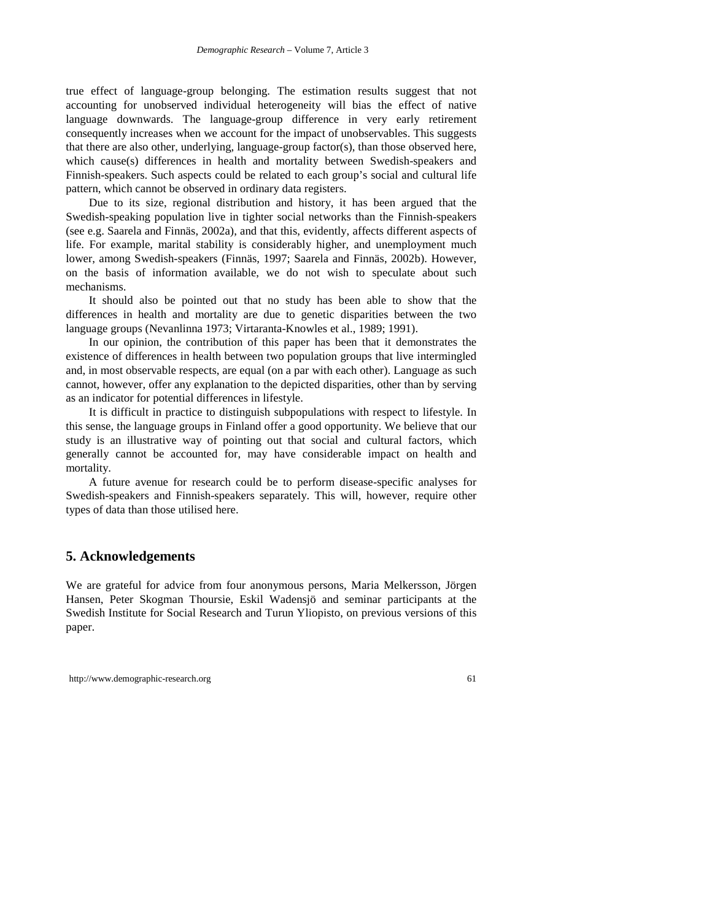true effect of language-group belonging. The estimation results suggest that not accounting for unobserved individual heterogeneity will bias the effect of native language downwards. The language-group difference in very early retirement consequently increases when we account for the impact of unobservables. This suggests that there are also other, underlying, language-group factor(s), than those observed here, which cause(s) differences in health and mortality between Swedish-speakers and Finnish-speakers. Such aspects could be related to each group's social and cultural life pattern, which cannot be observed in ordinary data registers.

Due to its size, regional distribution and history, it has been argued that the Swedish-speaking population live in tighter social networks than the Finnish-speakers (see e.g. Saarela and Finnäs, 2002a), and that this, evidently, affects different aspects of life. For example, marital stability is considerably higher, and unemployment much lower, among Swedish-speakers (Finnäs, 1997; Saarela and Finnäs, 2002b). However, on the basis of information available, we do not wish to speculate about such mechanisms.

It should also be pointed out that no study has been able to show that the differences in health and mortality are due to genetic disparities between the two language groups (Nevanlinna 1973; Virtaranta-Knowles et al., 1989; 1991).

In our opinion, the contribution of this paper has been that it demonstrates the existence of differences in health between two population groups that live intermingled and, in most observable respects, are equal (on a par with each other). Language as such cannot, however, offer any explanation to the depicted disparities, other than by serving as an indicator for potential differences in lifestyle.

It is difficult in practice to distinguish subpopulations with respect to lifestyle. In this sense, the language groups in Finland offer a good opportunity. We believe that our study is an illustrative way of pointing out that social and cultural factors, which generally cannot be accounted for, may have considerable impact on health and mortality.

A future avenue for research could be to perform disease-specific analyses for Swedish-speakers and Finnish-speakers separately. This will, however, require other types of data than those utilised here.

## 5. Acknowledgements

We are grateful for advice from four anonymous persons, Maria Melkersson, Jörgen Hansen, Peter Skogman Thoursie, Eskil Wadensjö and seminar participants at the Swedish Institute for Social Research and Turun Yliopisto, on previous versions of this paper.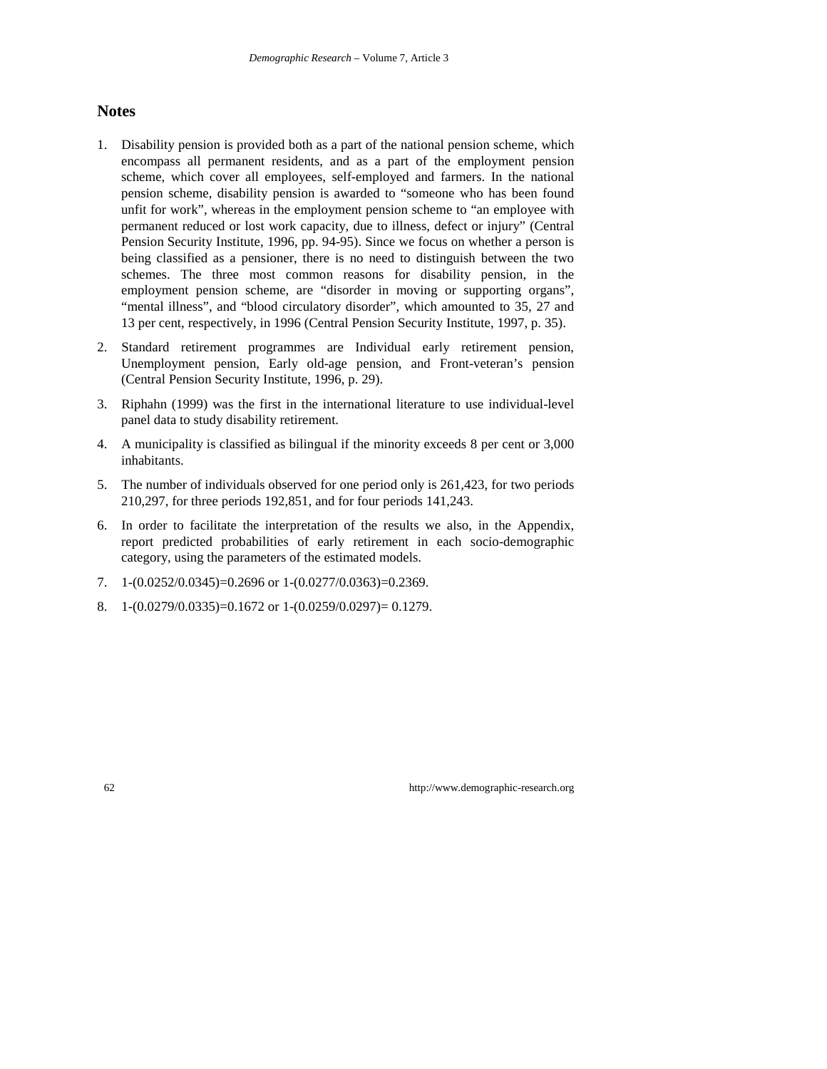## Notes

1. Disability pension is provided both as a part of the national pension scheme, which encompass all permanent residents, and as a part of the employment pension scheme, which cover all employees, self-employed and farmers. In the national pension scheme, disability pension is awarded to "someone who has been found unfit for work", whereas in the employment pension scheme to "an employee with permanent reduced or lost work capacity, due to illness, defect or injury" (Central Pension Security Institute, 1996, pp. 94-95). Since we focus on whether a person is being classified as a pensioner, there is no need to distinguish between the two schemes. The three most common reasons for disability pension, in the employment pension scheme, are "disorder in moving or supporting organs", "mental illness", and "blood circulatory disorder", which amounted to 35, 27 and 13 per cent, respectively, in 1996 (Central Pension Security Institute, 1997, p. 35).

2. Standard retirement programmes are Individual early retirement pension, Unemployment pension, Early old-age pension, and Front-veteran's pension (Central Pension Security Institute, 1996, p. 29).

3. Riphahn (1999) was the first in the international literature to use individual-level panel data to study disability retirement.

4. A municipality is classified as bilingual if the minority exceeds 8 per cent or 3,000 inhabitants.

5. The number of individuals observed for one period only is 261,423, for two periods 210,297, for three periods 192,851, and for four periods 141,243.

6. In order to facilitate the interpretation of the results we also, in the Appendix, report predicted probabilities of early retirement in each socio-demographic category, using the parameters of the estimated models.

7. $1-(0.0252/0.0345)=0.2696$ or $1-(0.0277/0.0363)=0.2369$.

8. $1-(0.0279/0.0335)=0.1672$ or $1-(0.0259/0.0297)= 0.1279$.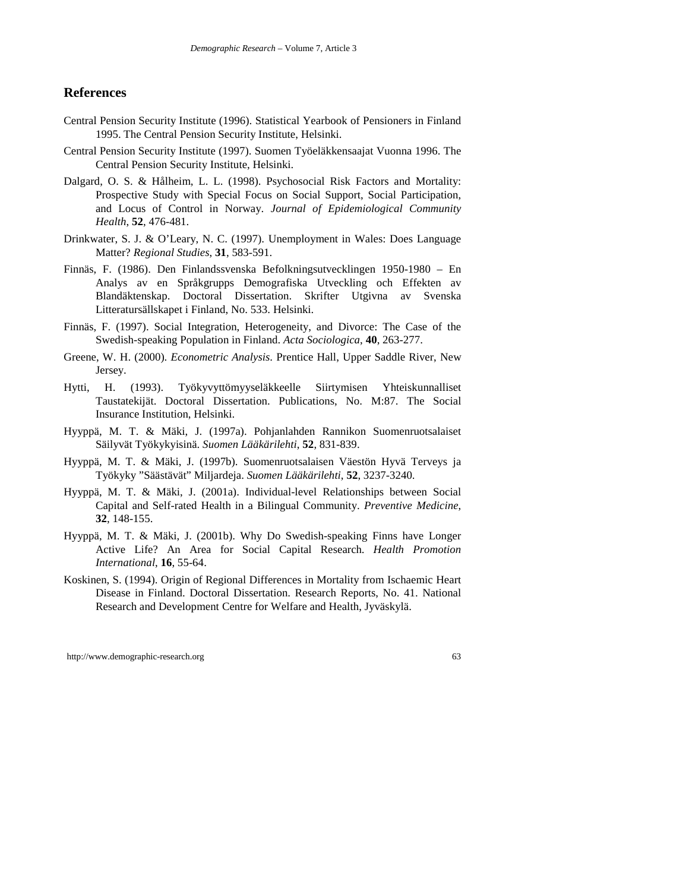## References

Central Pension Security Institute (1996). Statistical Yearbook of Pensioners in Finland 1995. The Central Pension Security Institute, Helsinki.

Central Pension Security Institute (1997). Suomen Työeläkkensaajat Vuonna 1996. The Central Pension Security Institute, Helsinki.

Dalgard, O. S. & Hålheim, L. L. (1998). Psychosocial Risk Factors and Mortality: Prospective Study with Special Focus on Social Support, Social Participation, and Locus of Control in Norway. *Journal of Epidemiological Community Health*, **52**, 476-481.

Drinkwater, S. J. & O'Leary, N. C. (1997). Unemployment in Wales: Does Language Matter? *Regional Studies*, **31**, 583-591.

Finnäs, F. (1986). Den Finlandssvenska Befolkningsutvecklingen 1950-1980 – En Analys av en Språkgrupps Demografiska Utveckling och Effekten av Blandäktenskap. Doctoral Dissertation. Skrifter Utgivna av Svenska Litteratursällskapet i Finland, No. 533. Helsinki.

Finnäs, F. (1997). Social Integration, Heterogeneity, and Divorce: The Case of the Swedish-speaking Population in Finland. *Acta Sociologica*, **40**, 263-277.

Greene, W. H. (2000). *Econometric Analysis*. Prentice Hall, Upper Saddle River, New Jersey.

Hytti, H. (1993). Työkyvyttömyyseläkkeelle Siirtymisen Yhteiskunnalliset Taustatekijät. Doctoral Dissertation. Publications, No. M:87. The Social Insurance Institution, Helsinki.

Hyyppä, M. T. & Mäki, J. (1997a). Pohjanlahden Rannikon Suomenruotsalaiset Säilyvät Työkykyisinä. *Suomen Lääkärilehti*, **52**, 831-839.

Hyyppä, M. T. & Mäki, J. (1997b). Suomenruotsalaisen Väestön Hyvä Terveys ja Työkyky "Säästävät" Miljardeja. *Suomen Lääkärilehti*, **52**, 3237-3240.

Hyyppä, M. T. & Mäki, J. (2001a). Individual-level Relationships between Social Capital and Self-rated Health in a Bilingual Community. *Preventive Medicine*, **32**, 148-155.

Hyyppä, M. T. & Mäki, J. (2001b). Why Do Swedish-speaking Finns have Longer Active Life? An Area for Social Capital Research. *Health Promotion International*, **16**, 55-64.

Koskinen, S. (1994). Origin of Regional Differences in Mortality from Ischaemic Heart Disease in Finland. Doctoral Dissertation. Research Reports, No. 41. National Research and Development Centre for Welfare and Health, Jyväskylä.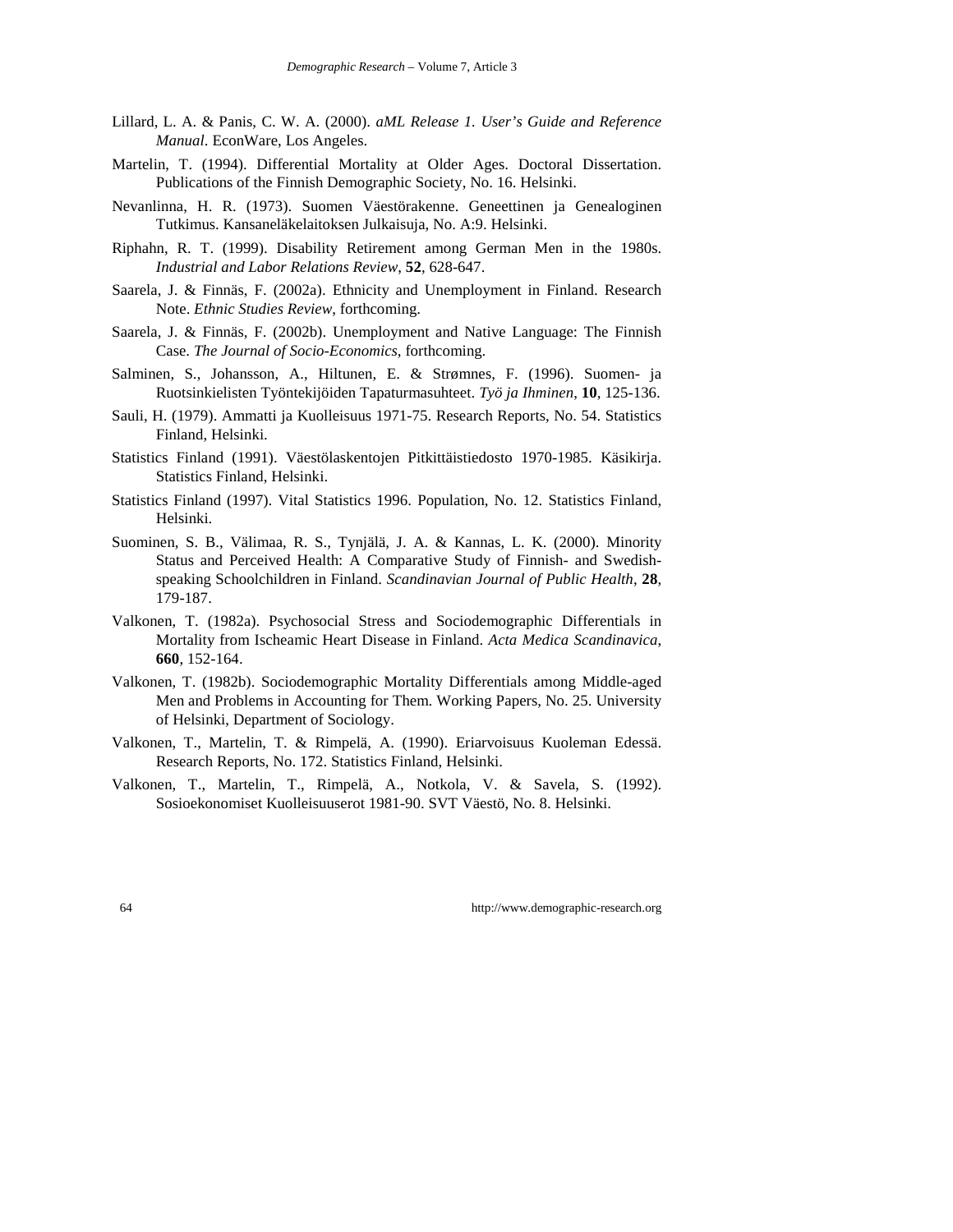Lillard, L. A. & Panis, C. W. A. (2000). *aML Release 1. User's Guide and Reference Manual*. EconWare, Los Angeles.

Martelin, T. (1994). Differential Mortality at Older Ages. Doctoral Dissertation. Publications of the Finnish Demographic Society, No. 16. Helsinki.

Nevanlinna, H. R. (1973). Suomen Väestörakenne. Geneettinen ja Genealoginen Tutkimus. Kansaneläkelaitoksen Julkaisuja, No. A:9. Helsinki.

Riphahn, R. T. (1999). Disability Retirement among German Men in the 1980s. *Industrial and Labor Relations Review*, **52**, 628-647.

Saarela, J. & Finnäs, F. (2002a). Ethnicity and Unemployment in Finland. Research Note. *Ethnic Studies Review*, forthcoming.

Saarela, J. & Finnäs, F. (2002b). Unemployment and Native Language: The Finnish Case. *The Journal of Socio-Economics*, forthcoming.

Salminen, S., Johansson, A., Hiltunen, E. & Strømnes, F. (1996). Suomen- ja Ruotsinkielisten Työntekijöiden Tapaturmasuhteet. *Työ ja Ihminen*, **10**, 125-136.

Sauli, H. (1979). Ammatti ja Kuolleisuus 1971-75. Research Reports, No. 54. Statistics Finland, Helsinki.

Statistics Finland (1991). Väestölaskentojen Pitkittäistiedosto 1970-1985. Käsikirja. Statistics Finland, Helsinki.

Statistics Finland (1997). Vital Statistics 1996. Population, No. 12. Statistics Finland, Helsinki.

Suominen, S. B., Välimaa, R. S., Tynjälä, J. A. & Kannas, L. K. (2000). Minority Status and Perceived Health: A Comparative Study of Finnish- and Swedish-speaking Schoolchildren in Finland. *Scandinavian Journal of Public Health*, **28**, 179-187.

Valkonen, T. (1982a). Psychosocial Stress and Sociodemographic Differentials in Mortality from Ischeamic Heart Disease in Finland. *Acta Medica Scandinavica*, **660**, 152-164.

Valkonen, T. (1982b). Sociodemographic Mortality Differentials among Middle-aged Men and Problems in Accounting for Them. Working Papers, No. 25. University of Helsinki, Department of Sociology.

Valkonen, T., Martelin, T. & Rimpelä, A. (1990). Eriarvoisuus Kuoleman Edessä. Research Reports, No. 172. Statistics Finland, Helsinki.

Valkonen, T., Martelin, T., Rimpelä, A., Notkola, V. & Savela, S. (1992). Sosioekonomiset Kuolleisuuserot 1981-90. SVT Väestö, No. 8. Helsinki.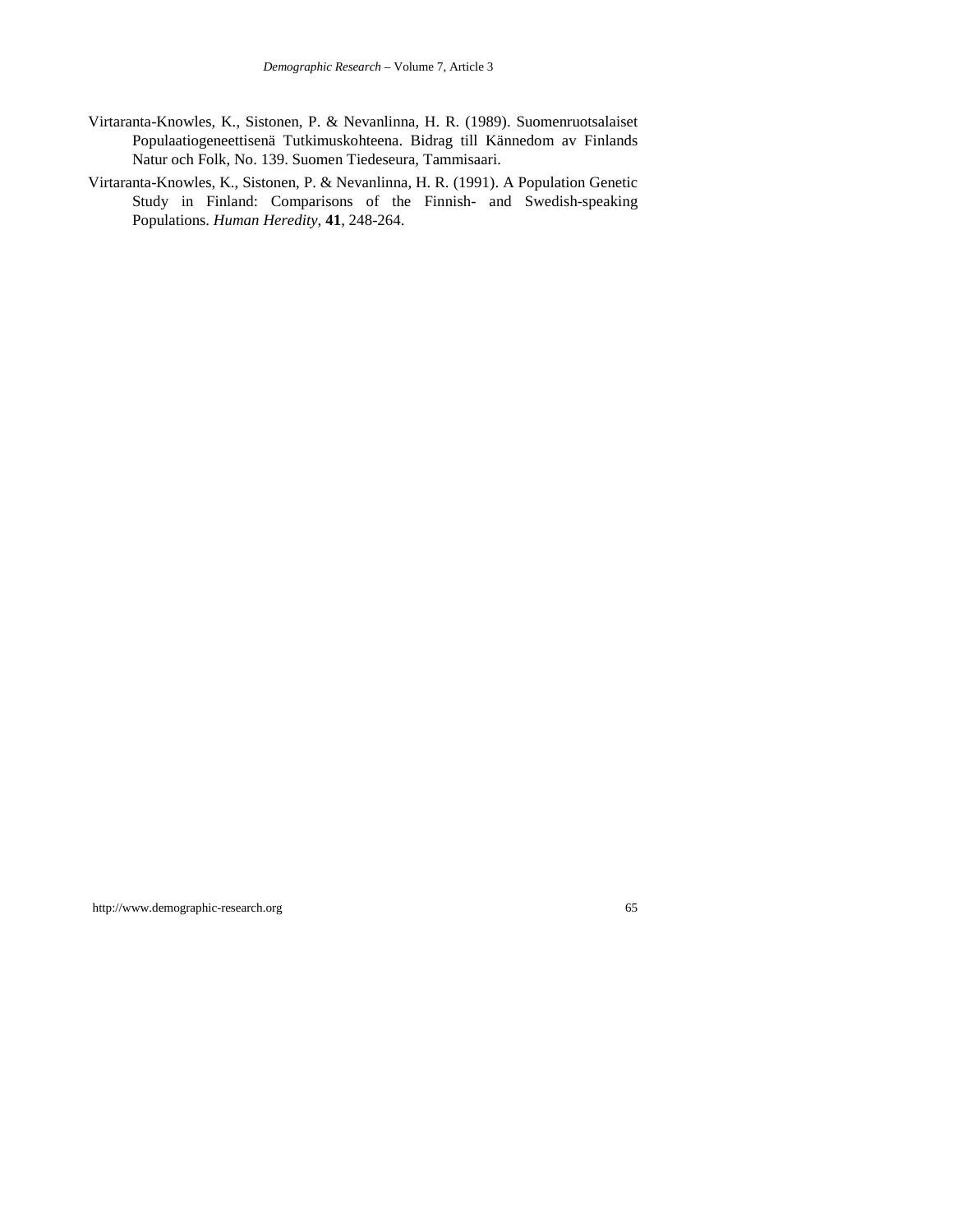Virtaranta-Knowles, K., Sistonen, P. & Nevanlinna, H. R. (1989). Suomenruotsalaiset Populaatiogeneettisenä Tutkimuskohteena. Bidrag till Kännedom av Finlands Natur och Folk, No. 139. Suomen Tiedeseura, Tammisaari.

Virtaranta-Knowles, K., Sistonen, P. & Nevanlinna, H. R. (1991). A Population Genetic Study in Finland: Comparisons of the Finnish- and Swedish-speaking Populations. *Human Heredity*, **41**, 248-264.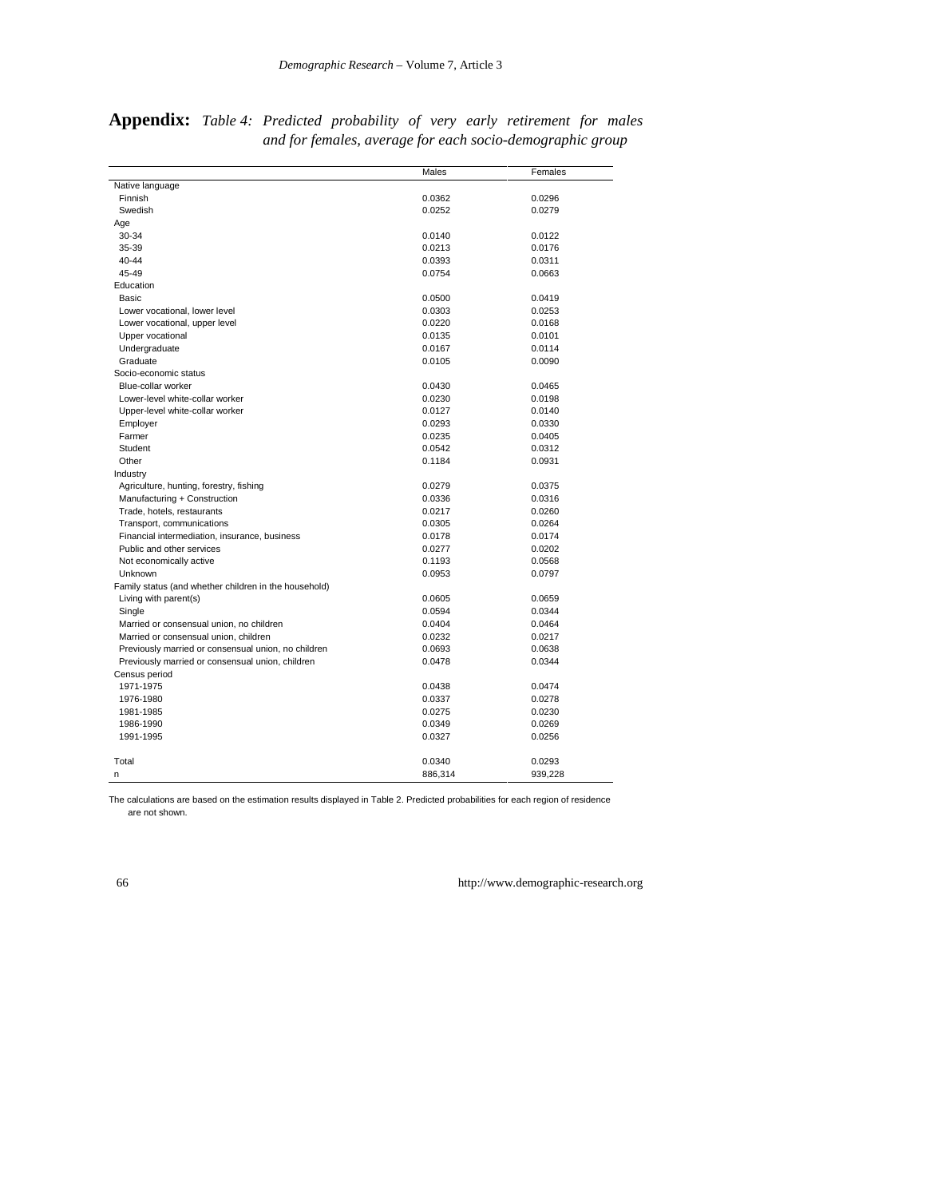## Appendix: *Table 4: Predicted probability of very early retirement for males and for females, average for each socio-demographic group*

| | Males | Females |
|---|---|---|
| Native language | | |
| Finnish | 0.0362 | 0.0296 |
| Swedish | 0.0252 | 0.0279 |
| Age | | |
| 30-34 | 0.0140 | 0.0122 |
| 35-39 | 0.0213 | 0.0176 |
| 40-44 | 0.0393 | 0.0311 |
| 45-49 | 0.0754 | 0.0663 |
| Education | | |
| Basic | 0.0500 | 0.0419 |
| Lower vocational, lower level | 0.0303 | 0.0253 |
| Lower vocational, upper level | 0.0220 | 0.0168 |
| Upper vocational | 0.0135 | 0.0101 |
| Undergraduate | 0.0167 | 0.0114 |
| Graduate | 0.0105 | 0.0090 |
| Socio-economic status | | |
| Blue-collar worker | 0.0430 | 0.0465 |
| Lower-level white-collar worker | 0.0230 | 0.0198 |
| Upper-level white-collar worker | 0.0127 | 0.0140 |
| Employer | 0.0293 | 0.0330 |
| Farmer | 0.0235 | 0.0405 |
| Student | 0.0542 | 0.0312 |
| Other | 0.1184 | 0.0931 |
| Industry | | |
| Agriculture, hunting, forestry, fishing | 0.0279 | 0.0375 |
| Manufacturing + Construction | 0.0336 | 0.0316 |
| Trade, hotels, restaurants | 0.0217 | 0.0260 |
| Transport, communications | 0.0305 | 0.0264 |
| Financial intermediation, insurance, business | 0.0178 | 0.0174 |
| Public and other services | 0.0277 | 0.0202 |
| Not economically active | 0.1193 | 0.0568 |
| Unknown | 0.0953 | 0.0797 |
| Family status (and whether children in the household) | | |
| Living with parent(s) | 0.0605 | 0.0659 |
| Single | 0.0594 | 0.0344 |
| Married or consensual union, no children | 0.0404 | 0.0464 |
| Married or consensual union, children | 0.0232 | 0.0217 |
| Previously married or consensual union, no children | 0.0693 | 0.0638 |
| Previously married or consensual union, children | 0.0478 | 0.0344 |
| Census period | | |
| 1971-1975 | 0.0438 | 0.0474 |
| 1976-1980 | 0.0337 | 0.0278 |
| 1981-1985 | 0.0275 | 0.0230 |
| 1986-1990 | 0.0349 | 0.0269 |
| 1991-1995 | 0.0327 | 0.0256 |
| Total | 0.0340 | 0.0293 |
| n | 886,314 | 939,228 |

The calculations are based on the estimation results displayed in Table 2. Predicted probabilities for each region of residence are not shown.